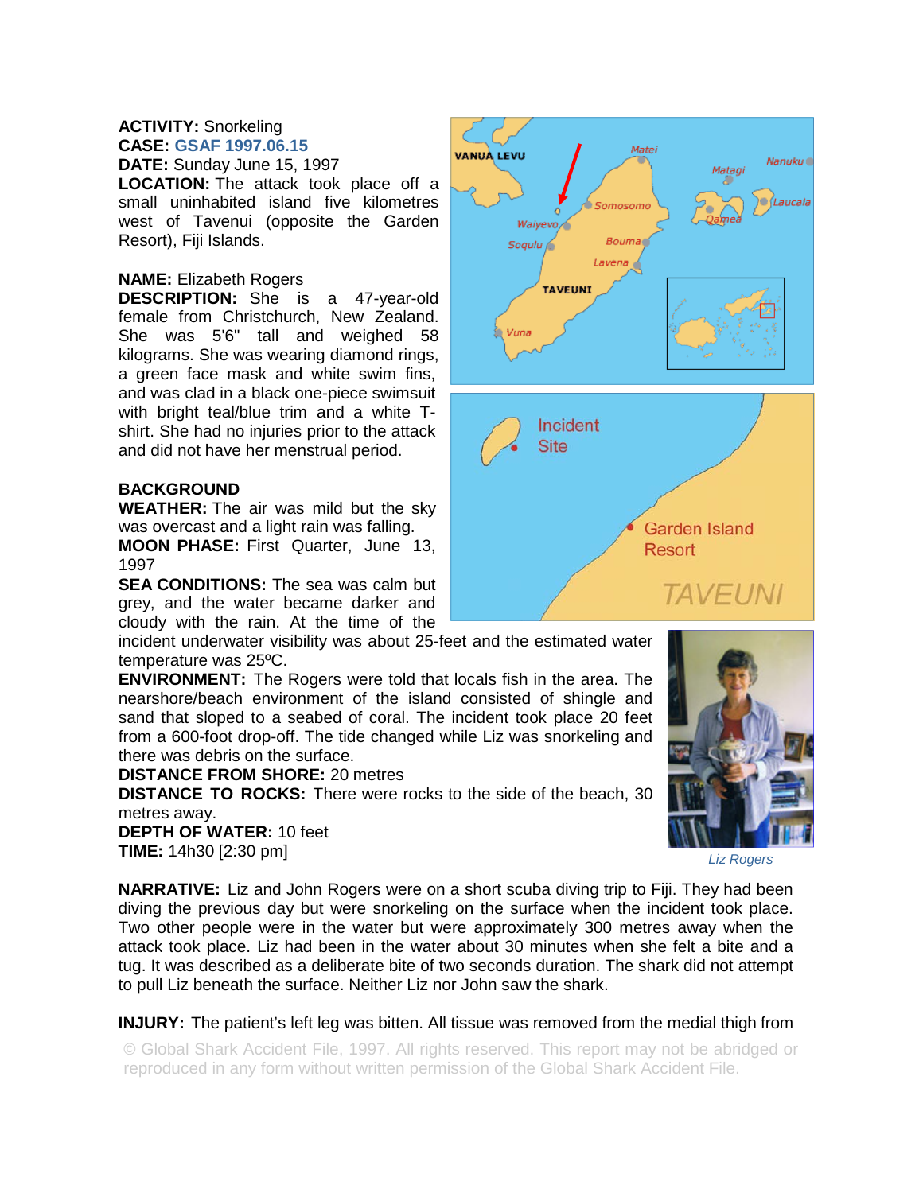**ACTIVITY:** Snorkeling
**CASE:** GSAF 1997.06.15
**DATE:** Sunday June 15, 1997
**LOCATION:** The attack took place off a small uninhabited island five kilometres west of Tavenui (opposite the Garden Resort), Fiji Islands.

**NAME:** Elizabeth Rogers
**DESCRIPTION:** She is a 47-year-old female from Christchurch, New Zealand. She was 5'6" tall and weighed 58 kilograms. She was wearing diamond rings, a green face mask and white swim fins, and was clad in a black one-piece swimsuit with bright teal/blue trim and a white T-shirt. She had no injuries prior to the attack and did not have her menstrual period.

**BACKGROUND**
**WEATHER:** The air was mild but the sky was overcast and a light rain was falling.
**MOON PHASE:** First Quarter, June 13, 1997
**SEA CONDITIONS:** The sea was calm but grey, and the water became darker and cloudy with the rain. At the time of the incident underwater visibility was about 25-feet and the estimated water temperature was 25ºC.
**ENVIRONMENT:** The Rogers were told that locals fish in the area. The nearshore/beach environment of the island consisted of shingle and sand that sloped to a seabed of coral. The incident took place 20 feet from a 600-foot drop-off. The tide changed while Liz was snorkeling and there was debris on the surface.
**DISTANCE FROM SHORE:** 20 metres
**DISTANCE TO ROCKS:** There were rocks to the side of the beach, 30 metres away.
**DEPTH OF WATER:** 10 feet
**TIME:** 14h30 [2:30 pm]

*Liz Rogers*

**NARRATIVE:** Liz and John Rogers were on a short scuba diving trip to Fiji. They had been diving the previous day but were snorkeling on the surface when the incident took place. Two other people were in the water but were approximately 300 metres away when the attack took place. Liz had been in the water about 30 minutes when she felt a bite and a tug. It was described as a deliberate bite of two seconds duration. The shark did not attempt to pull Liz beneath the surface. Neither Liz nor John saw the shark.

**INJURY:** The patient's left leg was bitten. All tissue was removed from the medial thigh from

© Global Shark Accident File, 1997. All rights reserved. This report may not be abridged or reproduced in any form without written permission of the Global Shark Accident File.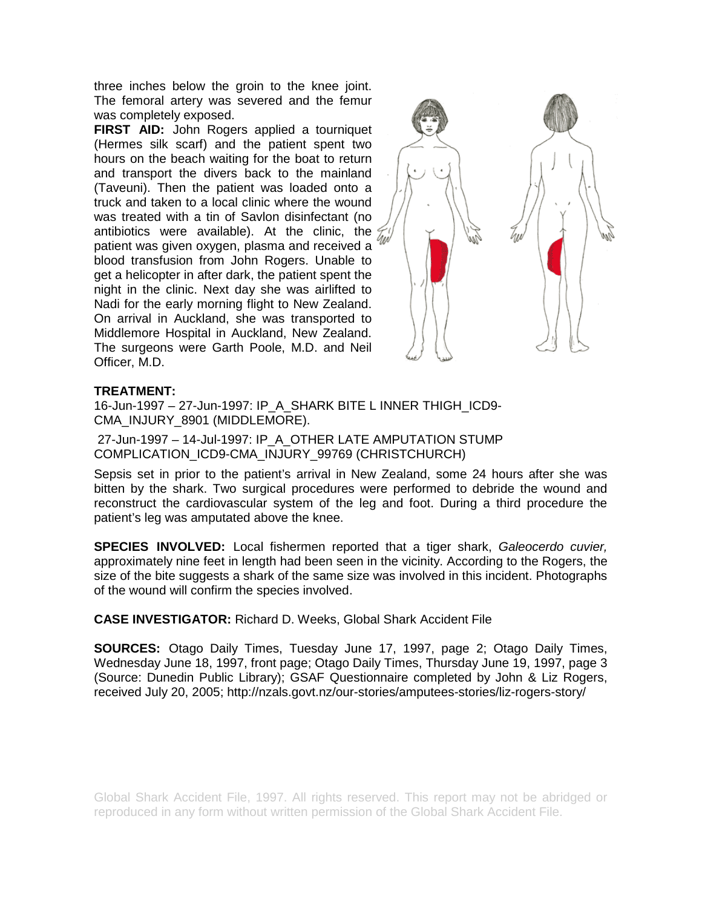three inches below the groin to the knee joint. The femoral artery was severed and the femur was completely exposed.

**FIRST AID:** John Rogers applied a tourniquet (Hermes silk scarf) and the patient spent two hours on the beach waiting for the boat to return and transport the divers back to the mainland (Taveuni). Then the patient was loaded onto a truck and taken to a local clinic where the wound was treated with a tin of Savlon disinfectant (no antibiotics were available). At the clinic, the patient was given oxygen, plasma and received a blood transfusion from John Rogers. Unable to get a helicopter in after dark, the patient spent the night in the clinic. Next day she was airlifted to Nadi for the early morning flight to New Zealand. On arrival in Auckland, she was transported to Middlemore Hospital in Auckland, New Zealand. The surgeons were Garth Poole, M.D. and Neil Officer, M.D.

**TREATMENT:**

16-Jun-1997 – 27-Jun-1997: IP_A_SHARK BITE L INNER THIGH_ICD9-CMA_INJURY_8901 (MIDDLEMORE).

27-Jun-1997 – 14-Jul-1997: IP_A_OTHER LATE AMPUTATION STUMP COMPLICATION_ICD9-CMA_INJURY_99769 (CHRISTCHURCH)

Sepsis set in prior to the patient's arrival in New Zealand, some 24 hours after she was bitten by the shark. Two surgical procedures were performed to debride the wound and reconstruct the cardiovascular system of the leg and foot. During a third procedure the patient's leg was amputated above the knee.

**SPECIES INVOLVED:** Local fishermen reported that a tiger shark, *Galeocerdo cuvier,* approximately nine feet in length had been seen in the vicinity. According to the Rogers, the size of the bite suggests a shark of the same size was involved in this incident. Photographs of the wound will confirm the species involved.

**CASE INVESTIGATOR:** Richard D. Weeks, Global Shark Accident File

**SOURCES:** Otago Daily Times, Tuesday June 17, 1997, page 2; Otago Daily Times, Wednesday June 18, 1997, front page; Otago Daily Times, Thursday June 19, 1997, page 3 (Source: Dunedin Public Library); GSAF Questionnaire completed by John & Liz Rogers, received July 20, 2005; http://nzals.govt.nz/our-stories/amputees-stories/liz-rogers-story/

Global Shark Accident File, 1997. All rights reserved. This report may not be abridged or reproduced in any form without written permission of the Global Shark Accident File.